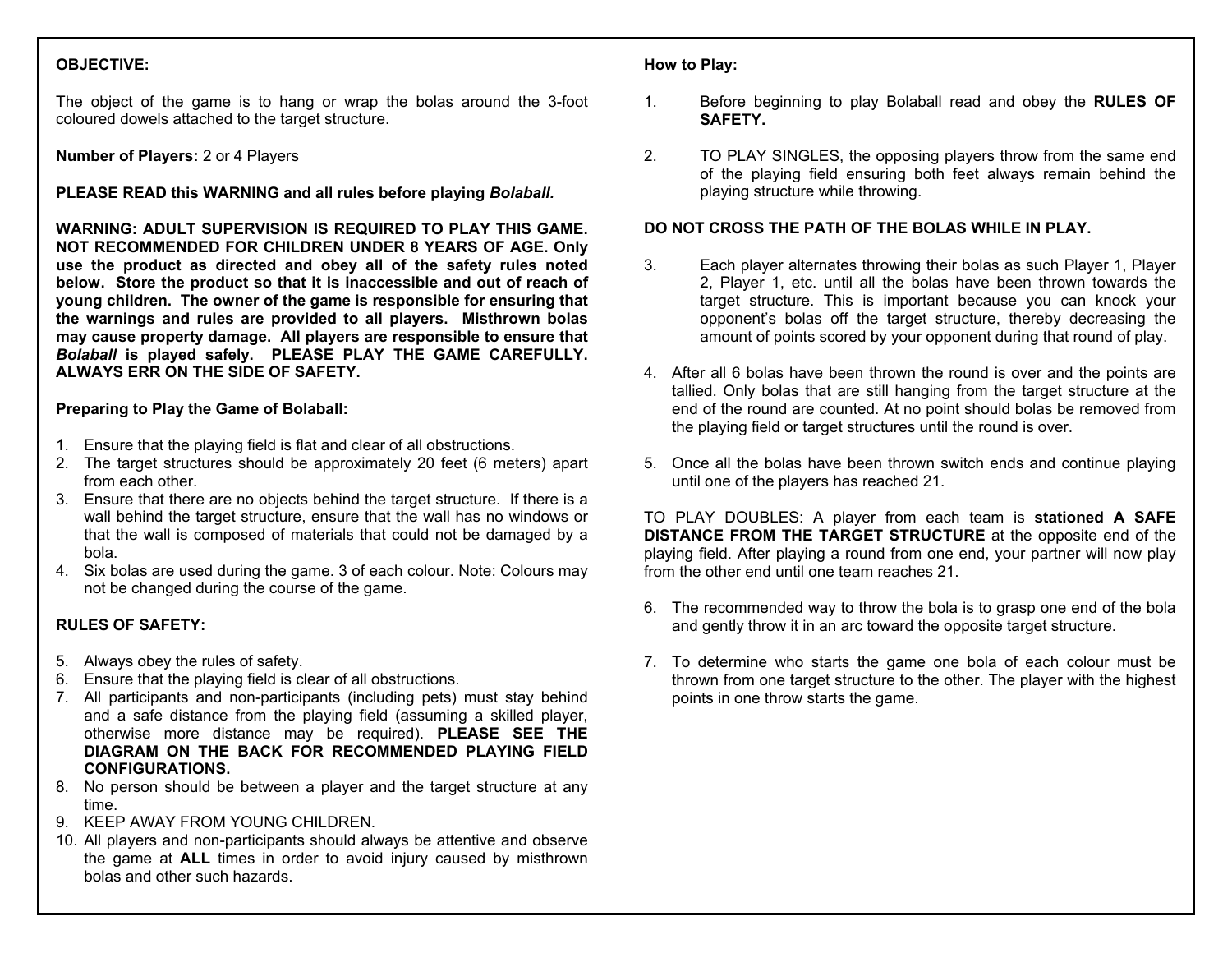**OBJECTIVE:**

The object of the game is to hang or wrap the bolas around the 3-foot coloured dowels attached to the target structure.

**Number of Players:** 2 or 4 Players

**PLEASE READ this WARNING and all rules before playing *Bolaball.***

**WARNING: ADULT SUPERVISION IS REQUIRED TO PLAY THIS GAME. NOT RECOMMENDED FOR CHILDREN UNDER 8 YEARS OF AGE. Only use the product as directed and obey all of the safety rules noted below. Store the product so that it is inaccessible and out of reach of young children. The owner of the game is responsible for ensuring that the warnings and rules are provided to all players. Misthrown bolas may cause property damage. All players are responsible to ensure that *Bolaball* is played safely. PLEASE PLAY THE GAME CAREFULLY. ALWAYS ERR ON THE SIDE OF SAFETY.**

**Preparing to Play the Game of Bolaball:**

1. Ensure that the playing field is flat and clear of all obstructions.
2. The target structures should be approximately 20 feet (6 meters) apart from each other.
3. Ensure that there are no objects behind the target structure. If there is a wall behind the target structure, ensure that the wall has no windows or that the wall is composed of materials that could not be damaged by a bola.
4. Six bolas are used during the game. 3 of each colour. Note: Colours may not be changed during the course of the game.

**RULES OF SAFETY:**

5. Always obey the rules of safety.
6. Ensure that the playing field is clear of all obstructions.
7. All participants and non-participants (including pets) must stay behind and a safe distance from the playing field (assuming a skilled player, otherwise more distance may be required). **PLEASE SEE THE DIAGRAM ON THE BACK FOR RECOMMENDED PLAYING FIELD CONFIGURATIONS.**
8. No person should be between a player and the target structure at any time.
9. KEEP AWAY FROM YOUNG CHILDREN.
10. All players and non-participants should always be attentive and observe the game at **ALL** times in order to avoid injury caused by misthrown bolas and other such hazards.

**How to Play:**

1. Before beginning to play Bolaball read and obey the **RULES OF SAFETY.**
2. TO PLAY SINGLES, the opposing players throw from the same end of the playing field ensuring both feet always remain behind the playing structure while throwing.

**DO NOT CROSS THE PATH OF THE BOLAS WHILE IN PLAY.**

3. Each player alternates throwing their bolas as such Player 1, Player 2, Player 1, etc. until all the bolas have been thrown towards the target structure. This is important because you can knock your opponent's bolas off the target structure, thereby decreasing the amount of points scored by your opponent during that round of play.
4. After all 6 bolas have been thrown the round is over and the points are tallied. Only bolas that are still hanging from the target structure at the end of the round are counted. At no point should bolas be removed from the playing field or target structures until the round is over.
5. Once all the bolas have been thrown switch ends and continue playing until one of the players has reached 21.

TO PLAY DOUBLES: A player from each team is **stationed A SAFE DISTANCE FROM THE TARGET STRUCTURE** at the opposite end of the playing field. After playing a round from one end, your partner will now play from the other end until one team reaches 21.

6. The recommended way to throw the bola is to grasp one end of the bola and gently throw it in an arc toward the opposite target structure.
7. To determine who starts the game one bola of each colour must be thrown from one target structure to the other. The player with the highest points in one throw starts the game.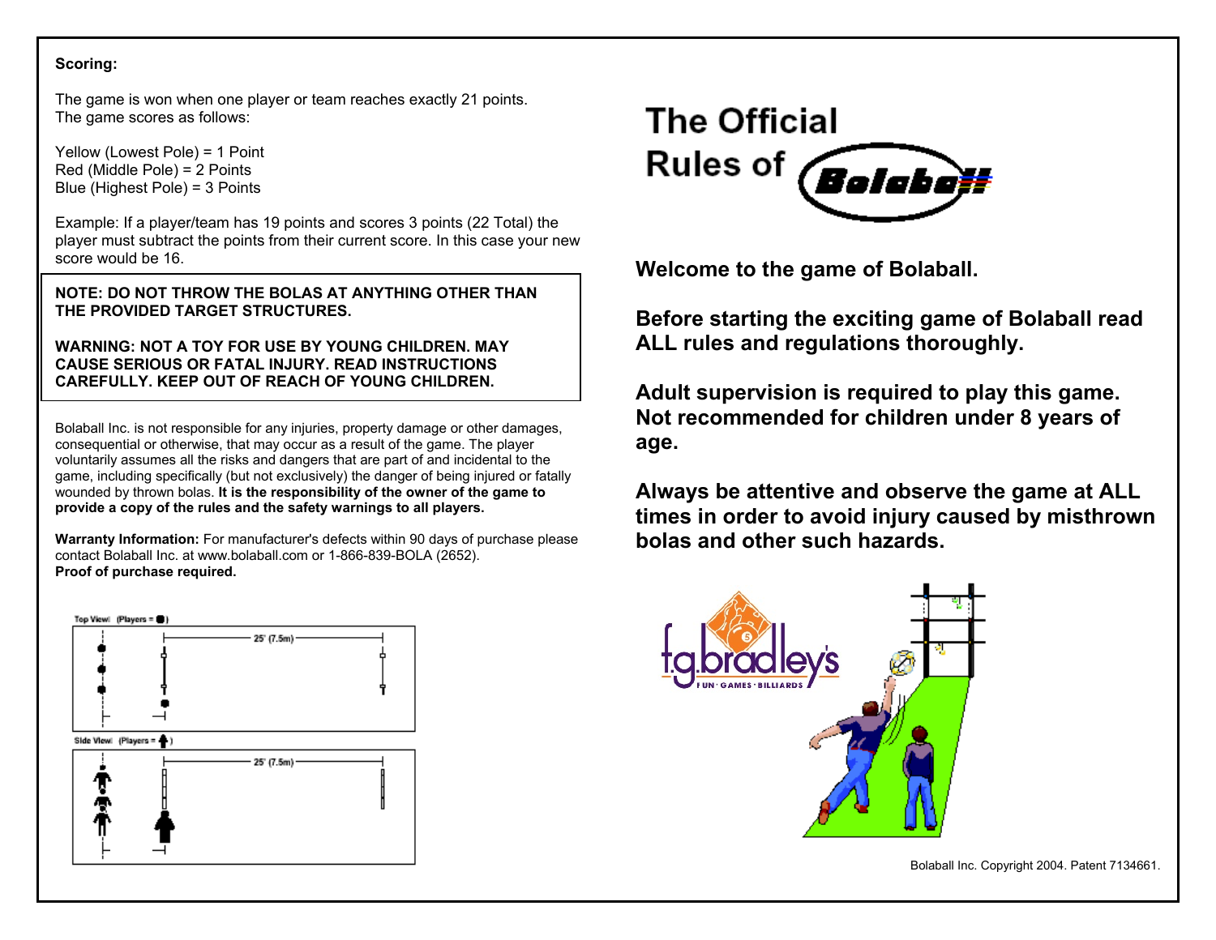**Scoring:**

The game is won when one player or team reaches exactly 21 points. The game scores as follows:

Yellow (Lowest Pole) = 1 Point
Red (Middle Pole) = 2 Points
Blue (Highest Pole) = 3 Points

Example: If a player/team has 19 points and scores 3 points (22 Total) the player must subtract the points from their current score. In this case your new score would be 16.

**NOTE: DO NOT THROW THE BOLAS AT ANYTHING OTHER THAN THE PROVIDED TARGET STRUCTURES.**

**WARNING: NOT A TOY FOR USE BY YOUNG CHILDREN. MAY CAUSE SERIOUS OR FATAL INJURY. READ INSTRUCTIONS CAREFULLY. KEEP OUT OF REACH OF YOUNG CHILDREN.**

Bolaball Inc. is not responsible for any injuries, property damage or other damages, consequential or otherwise, that may occur as a result of the game. The player voluntarily assumes all the risks and dangers that are part of and incidental to the game, including specifically (but not exclusively) the danger of being injured or fatally wounded by thrown bolas. **It is the responsibility of the owner of the game to provide a copy of the rules and the safety warnings to all players.**

**Warranty Information:** For manufacturer's defects within 90 days of purchase please contact Bolaball Inc. at www.bolaball.com or 1-866-839-BOLA (2652).
**Proof of purchase required.**

Top View (Players = ●)

25' (7.5m)

Side View (Players = )

25' (7.5m)

# The Official Rules of Bolaball

**Welcome to the game of Bolaball.**

**Before starting the exciting game of Bolaball read ALL rules and regulations thoroughly.**

**Adult supervision is required to play this game. Not recommended for children under 8 years of age.**

**Always be attentive and observe the game at ALL times in order to avoid injury caused by misthrown bolas and other such hazards.**

f.g.bradley's FUN · GAMES · BILLIARDS

Bolaball Inc. Copyright 2004. Patent 7134661.